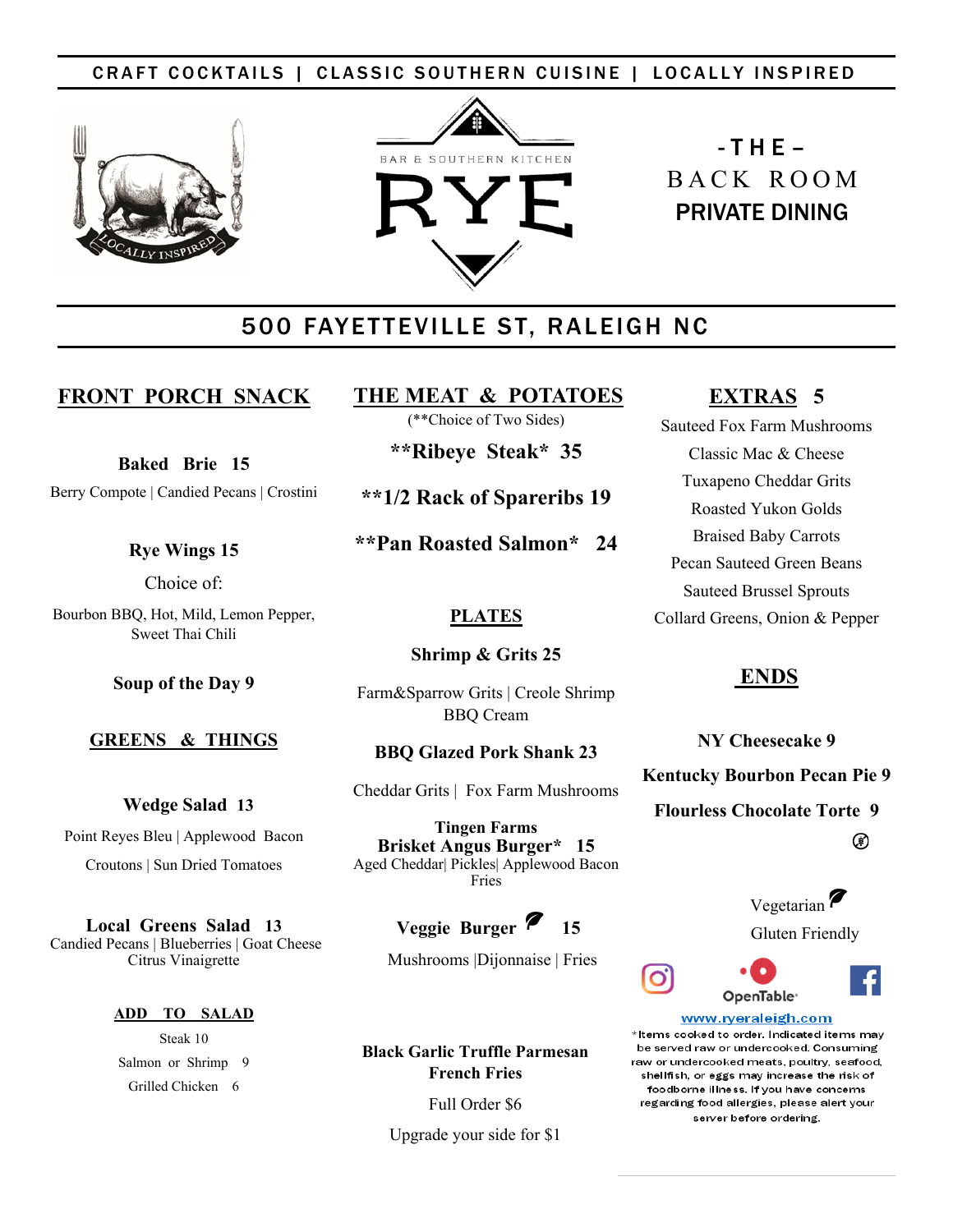CRAFT COCKTAILS | CLASSIC SOUTHERN CUISINE | LOCALLY INSPIRED

BAR & SOUTHERN KITCHEN

# RYE

- THE –

BACK ROOM

PRIVATE DINING

## 500 FAYETTEVILLE ST, RALEIGH NC

## FRONT PORCH SNACK

**Baked Brie 15**

Berry Compote | Candied Pecans | Crostini

**Rye Wings 15**

Choice of:

Bourbon BBQ, Hot, Mild, Lemon Pepper, Sweet Thai Chili

**Soup of the Day 9**

## GREENS & THINGS

**Wedge Salad 13**

Point Reyes Bleu | Applewood Bacon

Croutons | Sun Dried Tomatoes

**Local Greens Salad 13**

Candied Pecans | Blueberries | Goat Cheese

Citrus Vinaigrette

### ADD TO SALAD

Steak 10

Salmon or Shrimp 9

Grilled Chicken 6

## THE MEAT & POTATOES

(**Choice of Two Sides)

**\*\*Ribeye Steak\* 35**

**\*\*1/2 Rack of Spareribs 19**

**\*\*Pan Roasted Salmon\* 24**

## PLATES

**Shrimp & Grits 25**

Farm&Sparrow Grits | Creole Shrimp

BBQ Cream

**BBQ Glazed Pork Shank 23**

Cheddar Grits | Fox Farm Mushrooms

**Tingen Farms Brisket Angus Burger\* 15**

Aged Cheddar| Pickles| Applewood Bacon

Fries

**Veggie Burger 15**

Mushrooms |Dijonnaise | Fries

**Black Garlic Truffle Parmesan French Fries**

Full Order $6

Upgrade your side for $1

## EXTRAS 5

Sauteed Fox Farm Mushrooms

Classic Mac & Cheese

Tuxapeno Cheddar Grits

Roasted Yukon Golds

Braised Baby Carrots

Pecan Sauteed Green Beans

Sauteed Brussel Sprouts

Collard Greens, Onion & Pepper

## ENDS

**NY Cheesecake 9**

**Kentucky Bourbon Pecan Pie 9**

**Flourless Chocolate Torte 9**

Vegetarian

Gluten Friendly

OpenTable

www.ryeraleigh.com

\*Items cooked to order. Indicated items may be served raw or undercooked. Consuming raw or undercooked meats, poultry, seafood, shellfish, or eggs may increase the risk of foodborne illness. If you have concerns regarding food allergies, please alert your server before ordering.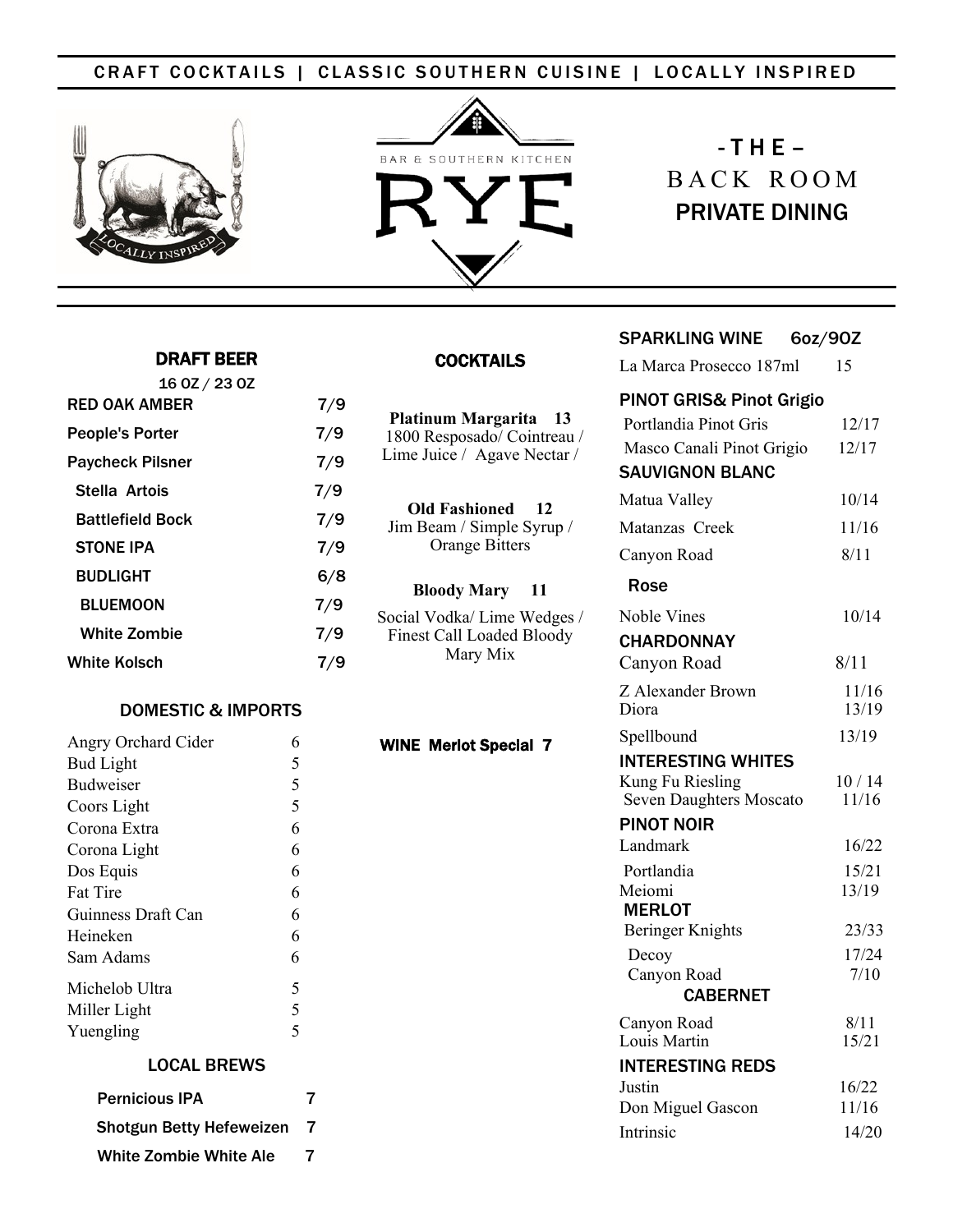CRAFT COCKTAILS | CLASSIC SOUTHERN CUISINE | LOCALLY INSPIRED

LOCALLY INSPIRED

BAR & SOUTHERN KITCHEN

# RYE

# - THE –
# BACK ROOM
# PRIVATE DINING

## DRAFT BEER

16 OZ / 23 OZ

| | |
|---|---|
| RED OAK AMBER | 7/9 |
| People's Porter | 7/9 |
| Paycheck Pilsner | 7/9 |
| Stella Artois | 7/9 |
| Battlefield Bock | 7/9 |
| STONE IPA | 7/9 |
| BUDLIGHT | 6/8 |
| BLUEMOON | 7/9 |
| White Zombie | 7/9 |
| White Kolsch | 7/9 |

## DOMESTIC & IMPORTS

| | |
|---|---|
| Angry Orchard Cider | 6 |
| Bud Light | 5 |
| Budweiser | 5 |
| Coors Light | 5 |
| Corona Extra | 6 |
| Corona Light | 6 |
| Dos Equis | 6 |
| Fat Tire | 6 |
| Guinness Draft Can | 6 |
| Heineken | 6 |
| Sam Adams | 6 |
| Michelob Ultra | 5 |
| Miller Light | 5 |
| Yuengling | 5 |

## LOCAL BREWS

| | |
|---|---|
| Pernicious IPA | 7 |
| Shotgun Betty Hefeweizen | 7 |
| White Zombie White Ale | 7 |

## COCKTAILS

**Platinum Margarita 13**
1800 Resposado/ Cointreau / Lime Juice / Agave Nectar /

**Old Fashioned 12**
Jim Beam / Simple Syrup / Orange Bitters

**Bloody Mary 11**
Social Vodka/ Lime Wedges / Finest Call Loaded Bloody Mary Mix

**WINE Merlot Special 7**

## SPARKLING WINE 6oz/9OZ

| | |
|---|---|
| La Marca Prosecco 187ml | 15 |

## PINOT GRIS& Pinot Grigio

| | |
|---|---|
| Portlandia Pinot Gris | 12/17 |
| Masco Canali Pinot Grigio | 12/17 |

## SAUVIGNON BLANC

| | |
|---|---|
| Matua Valley | 10/14 |
| Matanzas Creek | 11/16 |
| Canyon Road | 8/11 |

## Rose

| | |
|---|---|
| Noble Vines | 10/14 |

## CHARDONNAY

| | |
|---|---|
| Canyon Road | 8/11 |
| Z Alexander Brown | 11/16 |
| Diora | 13/19 |
| Spellbound | 13/19 |

## INTERESTING WHITES

| | |
|---|---|
| Kung Fu Riesling | 10 / 14 |
| Seven Daughters Moscato | 11/16 |

## PINOT NOIR

| | |
|---|---|
| Landmark | 16/22 |
| Portlandia | 15/21 |
| Meiomi | 13/19 |

## MERLOT

| | |
|---|---|
| Beringer Knights | 23/33 |
| Decoy | 17/24 |
| Canyon Road | 7/10 |

## CABERNET

| | |
|---|---|
| Canyon Road | 8/11 |
| Louis Martin | 15/21 |

## INTERESTING REDS

| | |
|---|---|
| Justin | 16/22 |
| Don Miguel Gascon | 11/16 |
| Intrinsic | 14/20 |